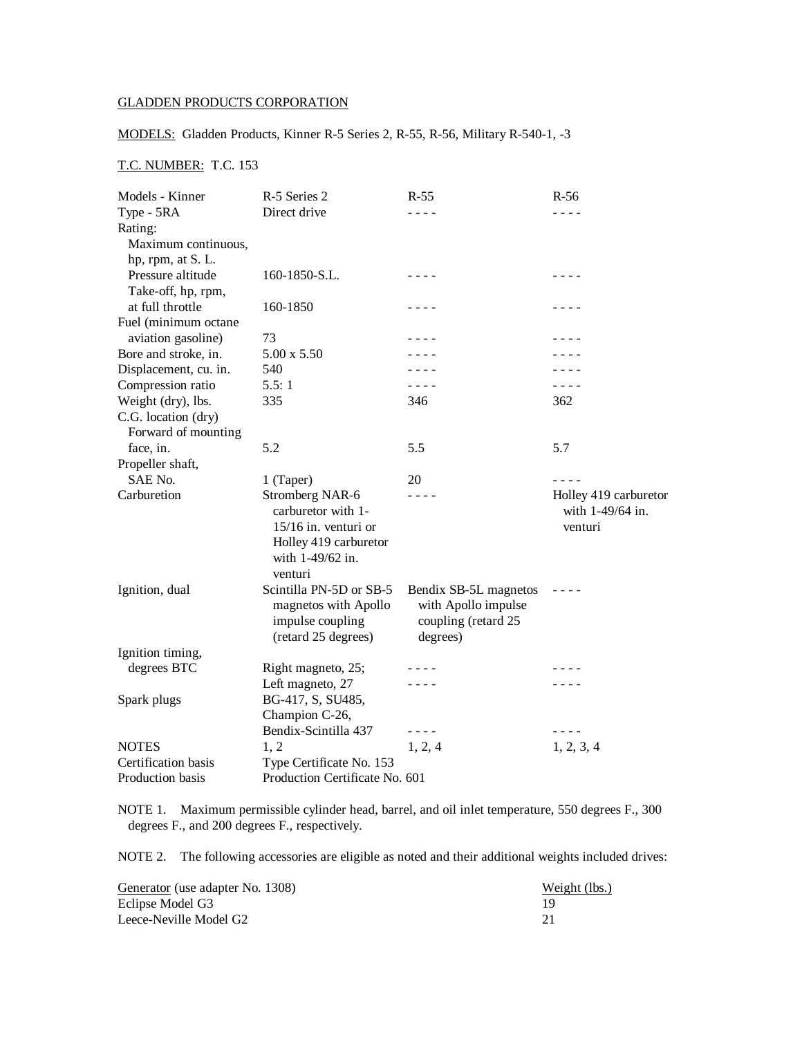GLADDEN PRODUCTS CORPORATION

MODELS: Gladden Products, Kinner R-5 Series 2, R-55, R-56, Military R-540-1, -3

T.C. NUMBER: T.C. 153

| Models - Kinner | R-5 Series 2 | R-55 | R-56 |
|---|---|---|---|
| Type - 5RA | Direct drive | - - - - | - - - - |
| Rating: | | | |
| Maximum continuous, hp, rpm, at S. L. Pressure altitude | 160-1850-S.L. | - - - - | - - - - |
| Take-off, hp, rpm, at full throttle | 160-1850 | - - - - | - - - - |
| Fuel (minimum octane aviation gasoline) | 73 | - - - - | - - - - |
| Bore and stroke, in. | 5.00 x 5.50 | - - - - | - - - - |
| Displacement, cu. in. | 540 | - - - - | - - - - |
| Compression ratio | 5.5: 1 | - - - - | - - - - |
| Weight (dry), lbs. | 335 | 346 | 362 |
| C.G. location (dry) Forward of mounting face, in. | 5.2 | 5.5 | 5.7 |
| Propeller shaft, SAE No. | 1 (Taper) | 20 | - - - - |
| Carburetion | Stromberg NAR-6 carburetor with 1-15/16 in. venturi or Holley 419 carburetor with 1-49/62 in. venturi | - - - - | Holley 419 carburetor with 1-49/64 in. venturi |
| Ignition, dual | Scintilla PN-5D or SB-5 magnetos with Apollo impulse coupling (retard 25 degrees) | Bendix SB-5L magnetos with Apollo impulse coupling (retard 25 degrees) | - - - - |
| Ignition timing, degrees BTC | Right magneto, 25; Left magneto, 27 | - - - - | - - - - |
| Spark plugs | BG-417, S, SU485, Champion C-26, Bendix-Scintilla 437 | - - - - | - - - - |
| NOTES | 1, 2 | 1, 2, 4 | 1, 2, 3, 4 |
| Certification basis | Type Certificate No. 153 | | |
| Production basis | Production Certificate No. 601 | | |

NOTE 1. Maximum permissible cylinder head, barrel, and oil inlet temperature, 550 degrees F., 300 degrees F., and 200 degrees F., respectively.

NOTE 2. The following accessories are eligible as noted and their additional weights included drives:

| Generator (use adapter No. 1308) | Weight (lbs.) |
|---|---|
| Eclipse Model G3 | 19 |
| Leece-Neville Model G2 | 21 |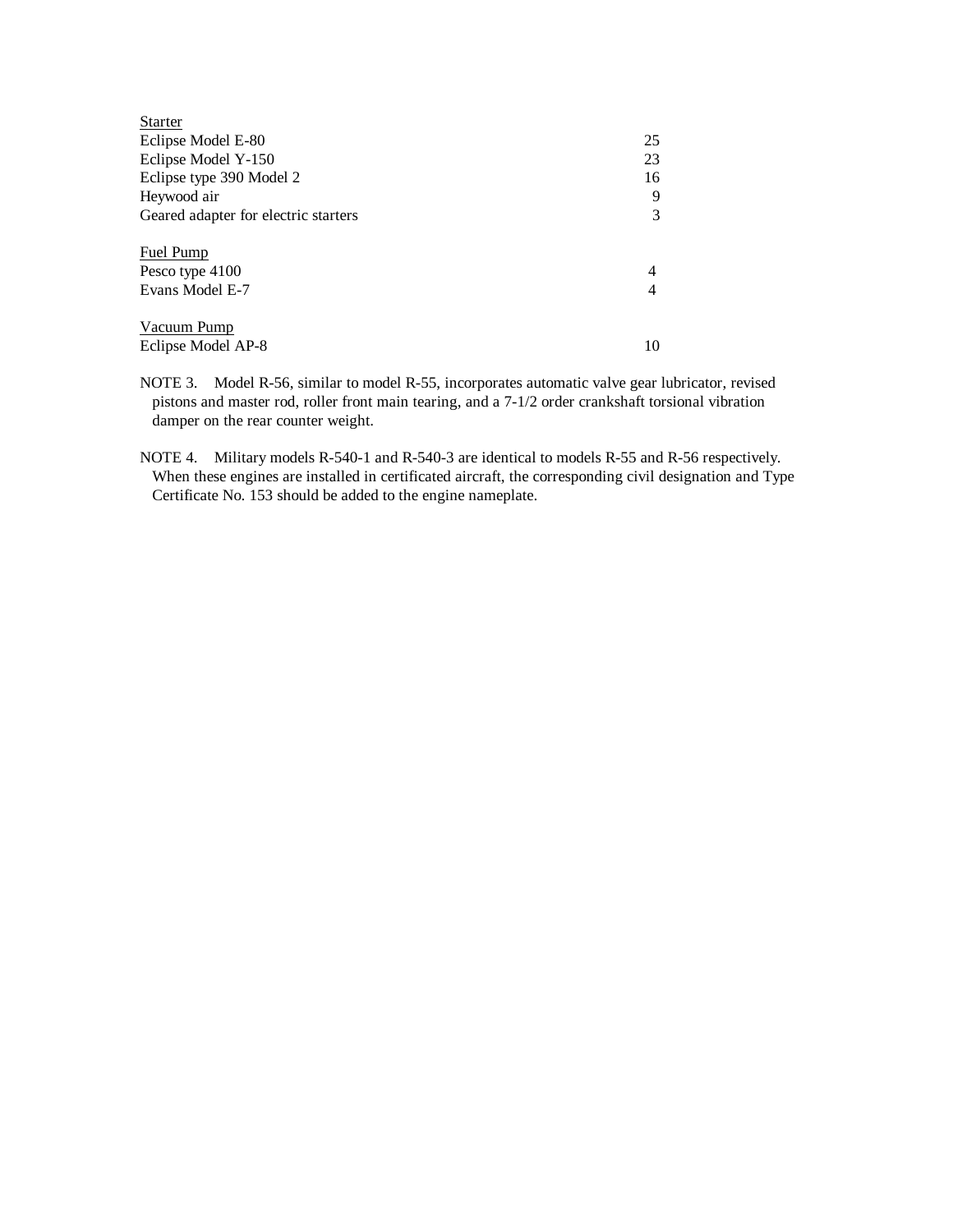| | |
|---|---|
| <u>Starter</u> | |
| Eclipse Model E-80 | 25 |
| Eclipse Model Y-150 | 23 |
| Eclipse type 390 Model 2 | 16 |
| Heywood air | 9 |
| Geared adapter for electric starters | 3 |
| | |
| <u>Fuel Pump</u> | |
| Pesco type 4100 | 4 |
| Evans Model E-7 | 4 |
| | |
| <u>Vacuum Pump</u> | |
| Eclipse Model AP-8 | 10 |

NOTE 3. Model R-56, similar to model R-55, incorporates automatic valve gear lubricator, revised pistons and master rod, roller front main tearing, and a 7-1/2 order crankshaft torsional vibration damper on the rear counter weight.

NOTE 4. Military models R-540-1 and R-540-3 are identical to models R-55 and R-56 respectively. When these engines are installed in certificated aircraft, the corresponding civil designation and Type Certificate No. 153 should be added to the engine nameplate.